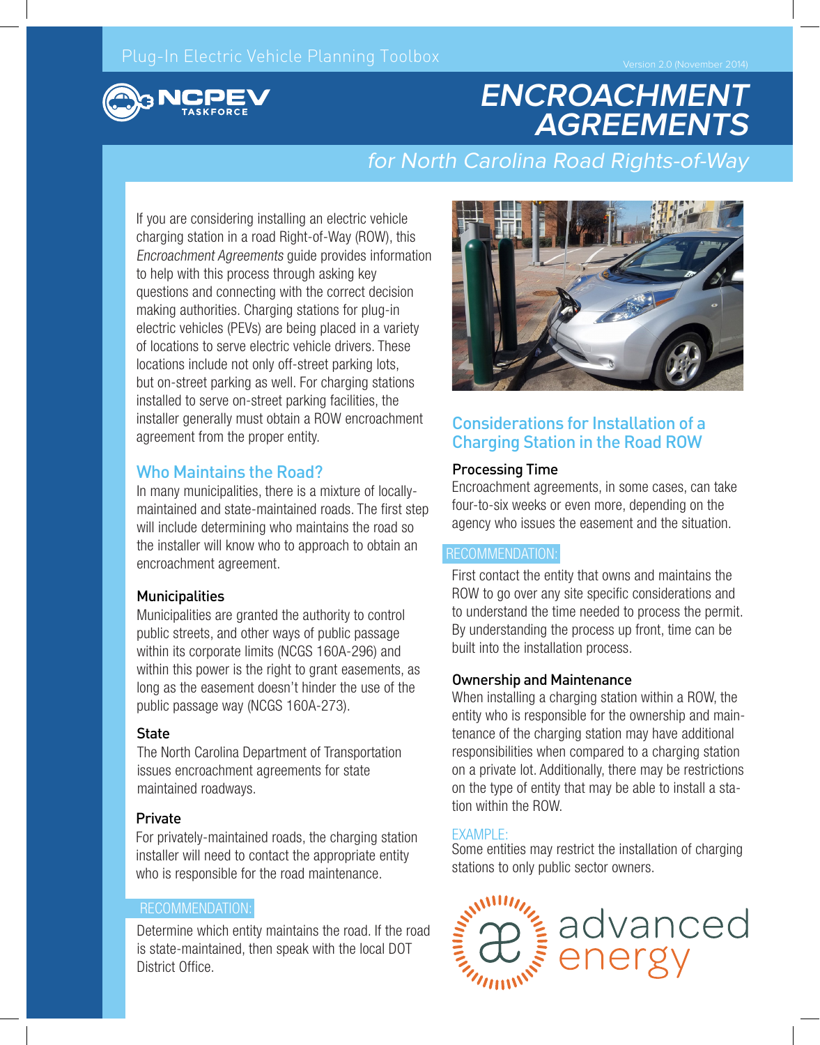Plug-In Electric Vehicle Planning Toolbox

Version 2.0 (November 2014)

NCPEV TASKFORCE

# ENCROACHMENT AGREEMENTS

## for North Carolina Road Rights-of-Way

If you are considering installing an electric vehicle charging station in a road Right-of-Way (ROW), this *Encroachment Agreements* guide provides information to help with this process through asking key questions and connecting with the correct decision making authorities. Charging stations for plug-in electric vehicles (PEVs) are being placed in a variety of locations to serve electric vehicle drivers. These locations include not only off-street parking lots, but on-street parking as well. For charging stations installed to serve on-street parking facilities, the installer generally must obtain a ROW encroachment agreement from the proper entity.

## Who Maintains the Road?

In many municipalities, there is a mixture of locally-maintained and state-maintained roads. The first step will include determining who maintains the road so the installer will know who to approach to obtain an encroachment agreement.

### Municipalities

Municipalities are granted the authority to control public streets, and other ways of public passage within its corporate limits (NCGS 160A-296) and within this power is the right to grant easements, as long as the easement doesn't hinder the use of the public passage way (NCGS 160A-273).

### State

The North Carolina Department of Transportation issues encroachment agreements for state maintained roadways.

### Private

For privately-maintained roads, the charging station installer will need to contact the appropriate entity who is responsible for the road maintenance.

RECOMMENDATION:

Determine which entity maintains the road. If the road is state-maintained, then speak with the local DOT District Office.

## Considerations for Installation of a Charging Station in the Road ROW

### Processing Time

Encroachment agreements, in some cases, can take four-to-six weeks or even more, depending on the agency who issues the easement and the situation.

RECOMMENDATION:

First contact the entity that owns and maintains the ROW to go over any site specific considerations and to understand the time needed to process the permit. By understanding the process up front, time can be built into the installation process.

### Ownership and Maintenance

When installing a charging station within a ROW, the entity who is responsible for the ownership and maintenance of the charging station may have additional responsibilities when compared to a charging station on a private lot. Additionally, there may be restrictions on the type of entity that may be able to install a station within the ROW.

EXAMPLE:

Some entities may restrict the installation of charging stations to only public sector owners.

advanced energy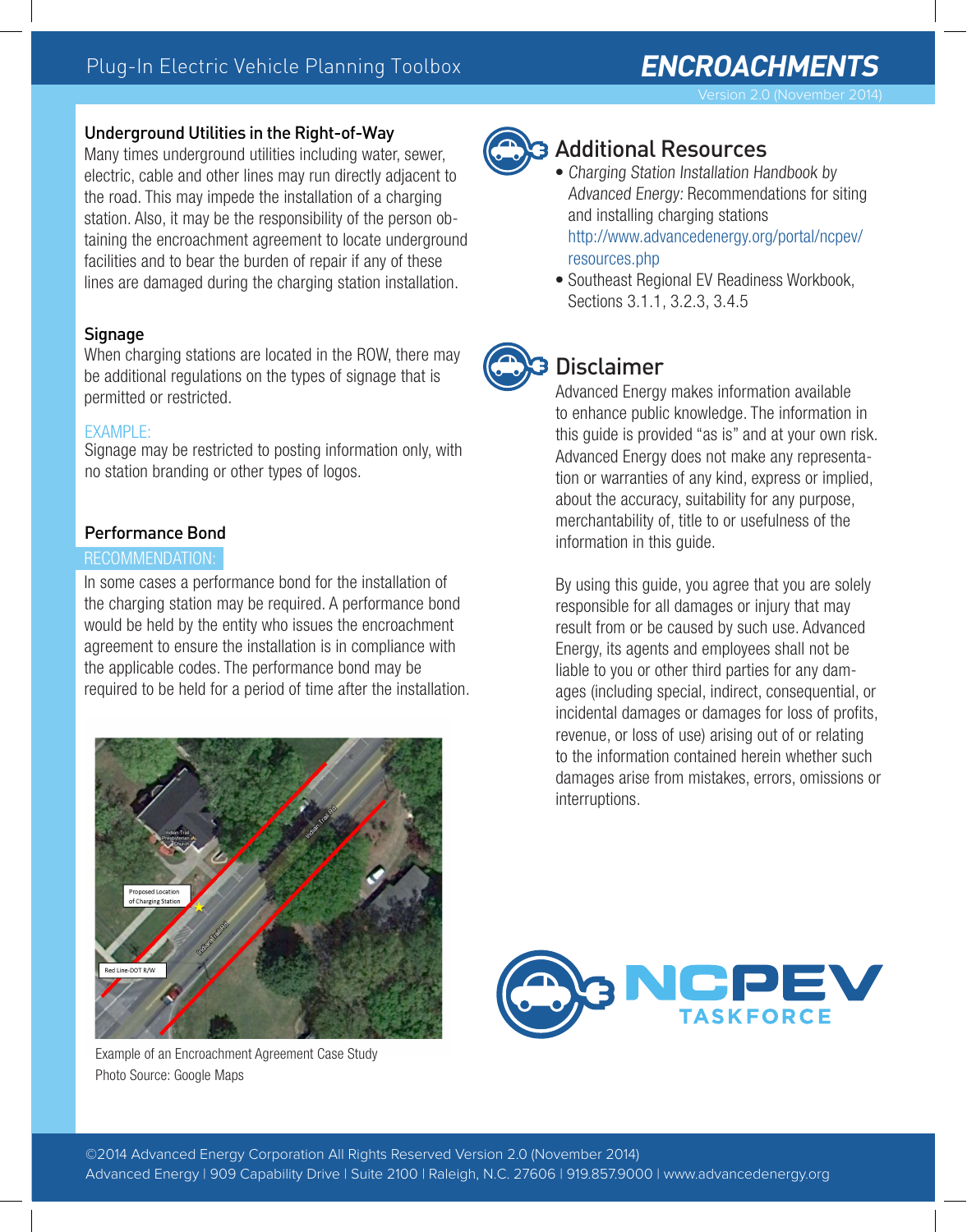## Underground Utilities in the Right-of-Way

Many times underground utilities including water, sewer, electric, cable and other lines may run directly adjacent to the road. This may impede the installation of a charging station. Also, it may be the responsibility of the person obtaining the encroachment agreement to locate underground facilities and to bear the burden of repair if any of these lines are damaged during the charging station installation.

## Signage

When charging stations are located in the ROW, there may be additional regulations on the types of signage that is permitted or restricted.

EXAMPLE:

Signage may be restricted to posting information only, with no station branding or other types of logos.

## Performance Bond

RECOMMENDATION:

In some cases a performance bond for the installation of the charging station may be required. A performance bond would be held by the entity who issues the encroachment agreement to ensure the installation is in compliance with the applicable codes. The performance bond may be required to be held for a period of time after the installation.

Example of an Encroachment Agreement Case Study
Photo Source: Google Maps

## Additional Resources

- *Charging Station Installation Handbook by Advanced Energy:* Recommendations for siting and installing charging stations http://www.advancedenergy.org/portal/ncpev/resources.php
- Southeast Regional EV Readiness Workbook, Sections 3.1.1, 3.2.3, 3.4.5

## Disclaimer

Advanced Energy makes information available to enhance public knowledge. The information in this guide is provided "as is" and at your own risk. Advanced Energy does not make any representation or warranties of any kind, express or implied, about the accuracy, suitability for any purpose, merchantability of, title to or usefulness of the information in this guide.

By using this guide, you agree that you are solely responsible for all damages or injury that may result from or be caused by such use. Advanced Energy, its agents and employees shall not be liable to you or other third parties for any damages (including special, indirect, consequential, or incidental damages or damages for loss of profits, revenue, or loss of use) arising out of or relating to the information contained herein whether such damages arise from mistakes, errors, omissions or interruptions.

NCPEV TASKFORCE

©2014 Advanced Energy Corporation All Rights Reserved Version 2.0 (November 2014)
Advanced Energy | 909 Capability Drive | Suite 2100 | Raleigh, N.C. 27606 | 919.857.9000 | www.advancedenergy.org